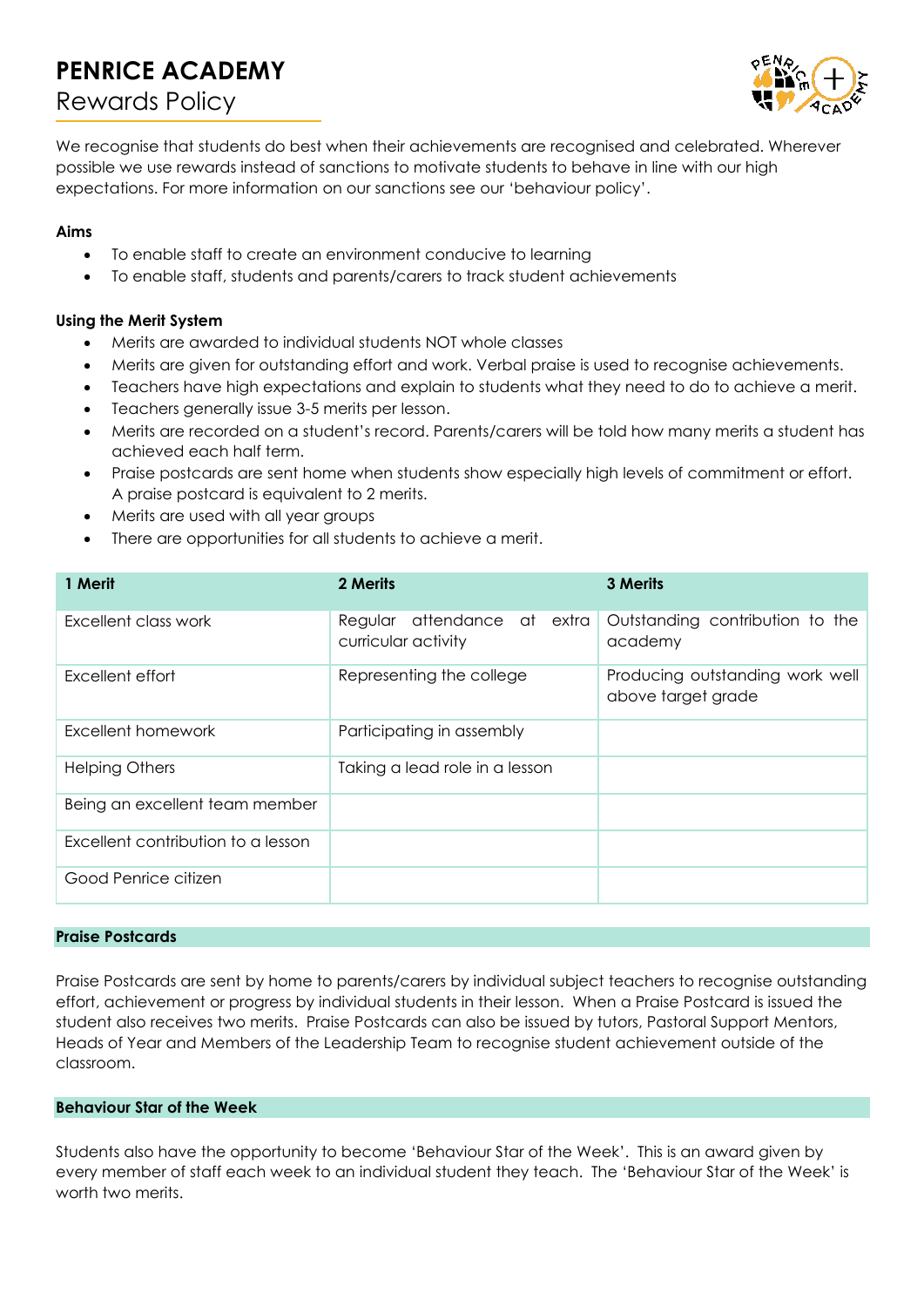# PENRICE ACADEMY
## Rewards Policy

We recognise that students do best when their achievements are recognised and celebrated. Wherever possible we use rewards instead of sanctions to motivate students to behave in line with our high expectations. For more information on our sanctions see our 'behaviour policy'.

**Aims**

- To enable staff to create an environment conducive to learning
- To enable staff, students and parents/carers to track student achievements

**Using the Merit System**

- Merits are awarded to individual students NOT whole classes
- Merits are given for outstanding effort and work. Verbal praise is used to recognise achievements.
- Teachers have high expectations and explain to students what they need to do to achieve a merit.
- Teachers generally issue 3-5 merits per lesson.
- Merits are recorded on a student's record. Parents/carers will be told how many merits a student has achieved each half term.
- Praise postcards are sent home when students show especially high levels of commitment or effort. A praise postcard is equivalent to 2 merits.
- Merits are used with all year groups
- There are opportunities for all students to achieve a merit.

| 1 Merit | 2 Merits | 3 Merits |
|---|---|---|
| Excellent class work | Regular attendance at extra curricular activity | Outstanding contribution to the academy |
| Excellent effort | Representing the college | Producing outstanding work well above target grade |
| Excellent homework | Participating in assembly | |
| Helping Others | Taking a lead role in a lesson | |
| Being an excellent team member | | |
| Excellent contribution to a lesson | | |
| Good Penrice citizen | | |

**Praise Postcards**

Praise Postcards are sent by home to parents/carers by individual subject teachers to recognise outstanding effort, achievement or progress by individual students in their lesson. When a Praise Postcard is issued the student also receives two merits. Praise Postcards can also be issued by tutors, Pastoral Support Mentors, Heads of Year and Members of the Leadership Team to recognise student achievement outside of the classroom.

**Behaviour Star of the Week**

Students also have the opportunity to become 'Behaviour Star of the Week'. This is an award given by every member of staff each week to an individual student they teach. The 'Behaviour Star of the Week' is worth two merits.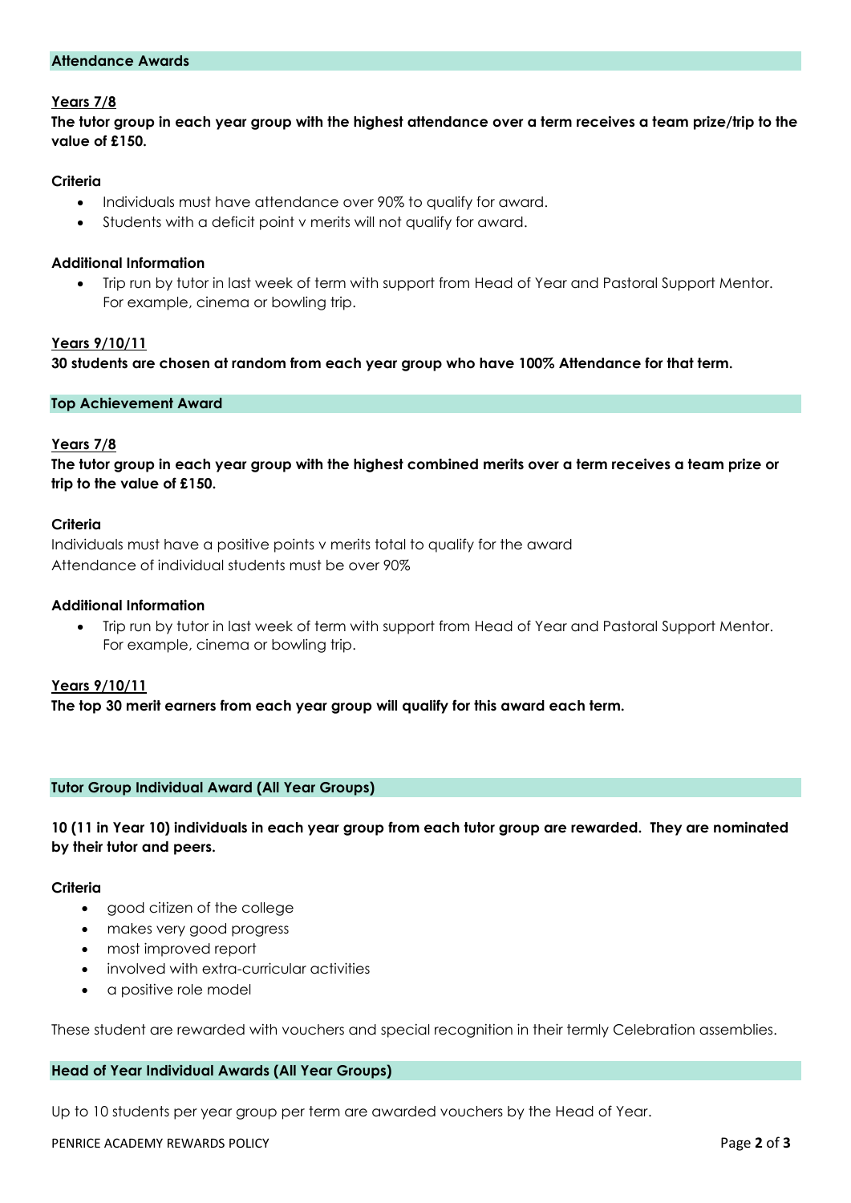## Attendance Awards

### Years 7/8

**The tutor group in each year group with the highest attendance over a term receives a team prize/trip to the value of £150.**

**Criteria**

- Individuals must have attendance over 90% to qualify for award.
- Students with a deficit point v merits will not qualify for award.

**Additional Information**

- Trip run by tutor in last week of term with support from Head of Year and Pastoral Support Mentor. For example, cinema or bowling trip.

### Years 9/10/11

**30 students are chosen at random from each year group who have 100% Attendance for that term.**

## Top Achievement Award

### Years 7/8

**The tutor group in each year group with the highest combined merits over a term receives a team prize or trip to the value of £150.**

**Criteria**

Individuals must have a positive points v merits total to qualify for the award
Attendance of individual students must be over 90%

**Additional Information**

- Trip run by tutor in last week of term with support from Head of Year and Pastoral Support Mentor. For example, cinema or bowling trip.

### Years 9/10/11

**The top 30 merit earners from each year group will qualify for this award each term.**

## Tutor Group Individual Award (All Year Groups)

**10 (11 in Year 10) individuals in each year group from each tutor group are rewarded. They are nominated by their tutor and peers.**

**Criteria**

- good citizen of the college
- makes very good progress
- most improved report
- involved with extra-curricular activities
- a positive role model

These student are rewarded with vouchers and special recognition in their termly Celebration assemblies.

## Head of Year Individual Awards (All Year Groups)

Up to 10 students per year group per term are awarded vouchers by the Head of Year.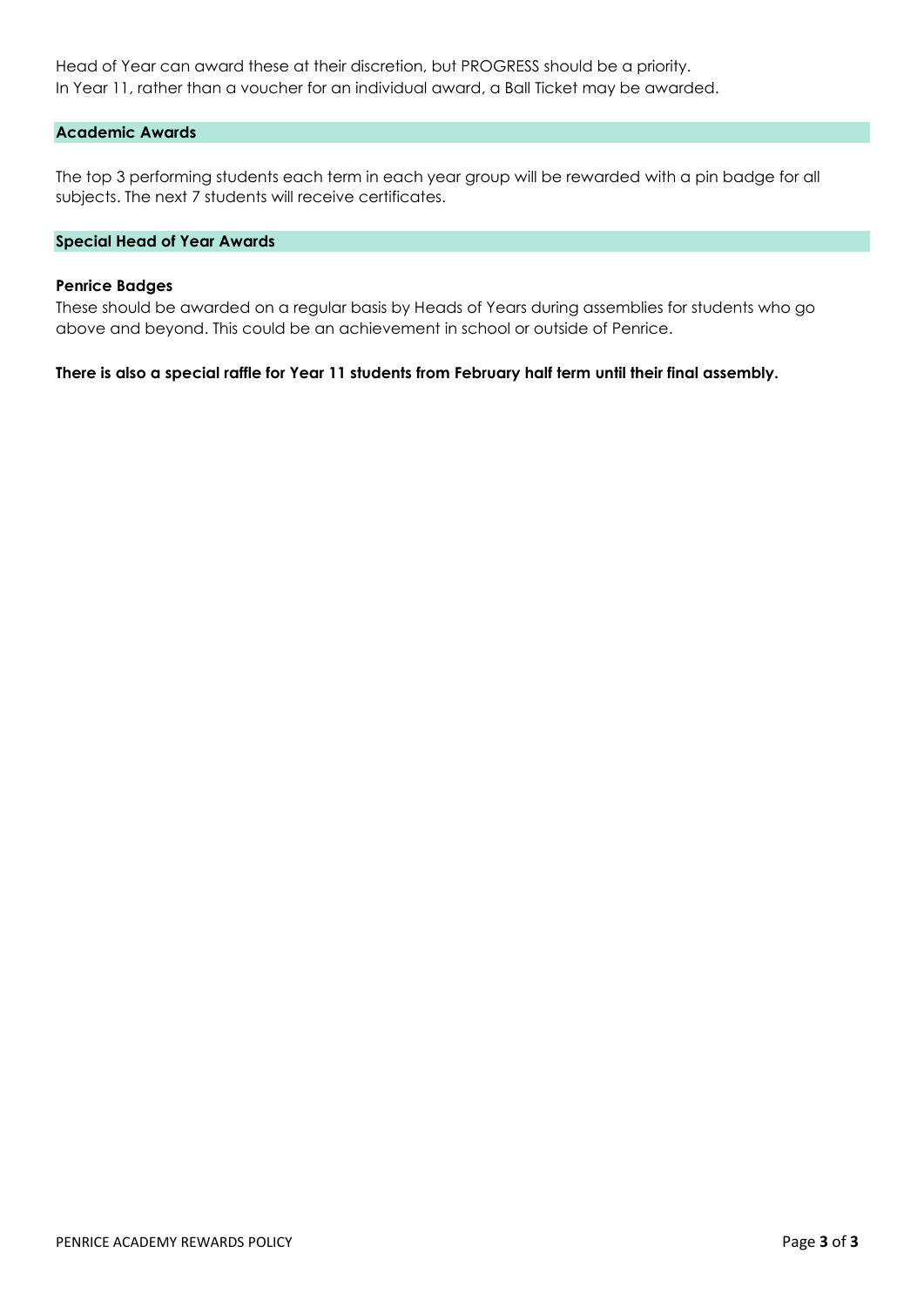Head of Year can award these at their discretion, but PROGRESS should be a priority.
In Year 11, rather than a voucher for an individual award, a Ball Ticket may be awarded.

## Academic Awards

The top 3 performing students each term in each year group will be rewarded with a pin badge for all subjects. The next 7 students will receive certificates.

## Special Head of Year Awards

**Penrice Badges**

These should be awarded on a regular basis by Heads of Years during assemblies for students who go above and beyond. This could be an achievement in school or outside of Penrice.

**There is also a special raffle for Year 11 students from February half term until their final assembly.**